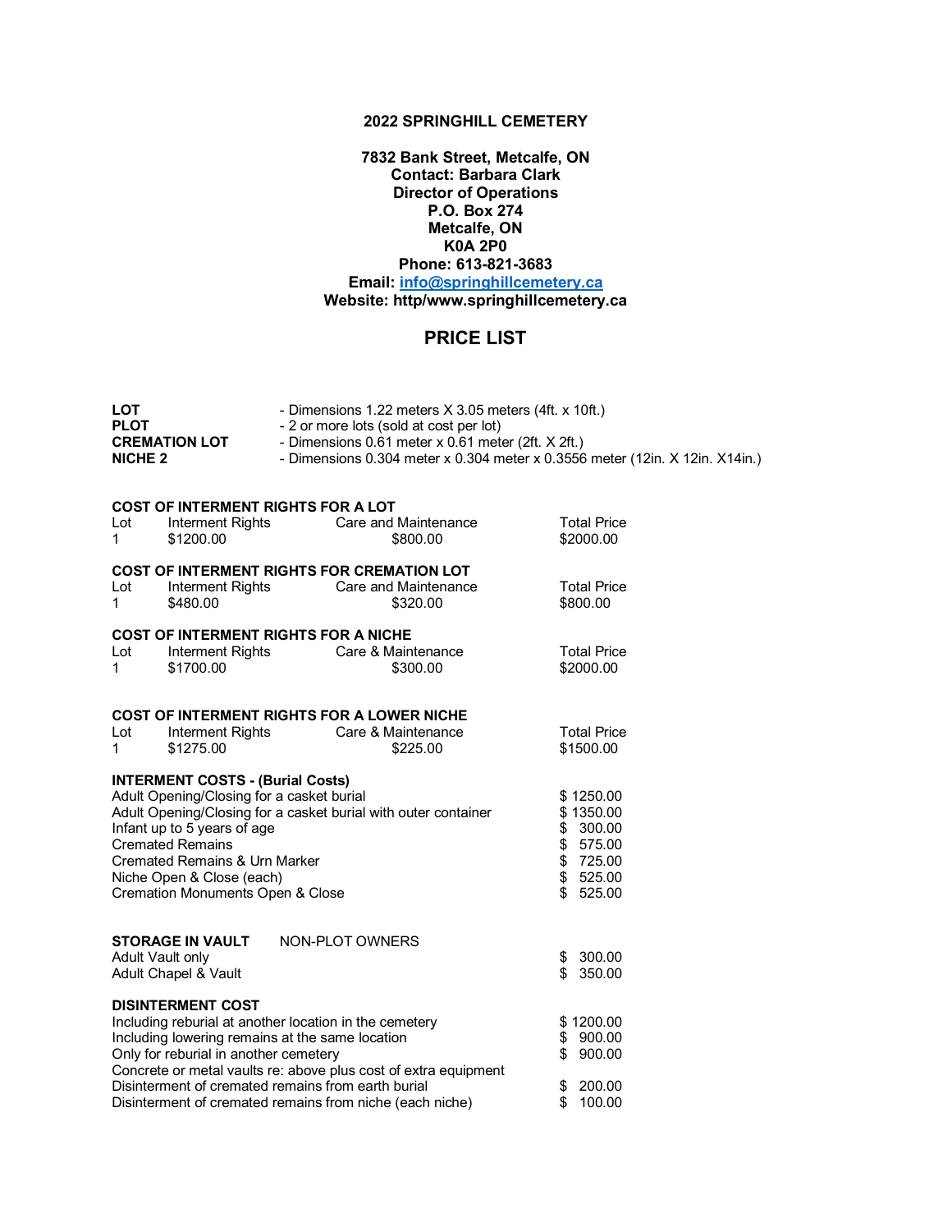**2022 SPRINGHILL CEMETERY**

**7832 Bank Street, Metcalfe, ON**
**Contact: Barbara Clark**
**Director of Operations**
**P.O. Box 274**
**Metcalfe, ON**
**K0A 2P0**
**Phone: 613-821-3683**
**Email: info@springhillcemetery.ca**
**Website: http/www.springhillcemetery.ca**

# PRICE LIST

| | |
|---|---|
| **LOT** | - Dimensions 1.22 meters X 3.05 meters (4ft. x 10ft.) |
| **PLOT** | - 2 or more lots (sold at cost per lot) |
| **CREMATION LOT** | - Dimensions 0.61 meter x 0.61 meter (2ft. X 2ft.) |
| **NICHE 2** | - Dimensions 0.304 meter x 0.304 meter x 0.3556 meter (12in. X 12in. X14in.) |

**COST OF INTERMENT RIGHTS FOR A LOT**

| Lot | Interment Rights | Care and Maintenance | Total Price |
|---|---|---|---|
| 1 | $1200.00 | $800.00 | $2000.00 |

**COST OF INTERMENT RIGHTS FOR CREMATION LOT**

| Lot | Interment Rights | Care and Maintenance | Total Price |
|---|---|---|---|
| 1 | $480.00 | $320.00 | $800.00 |

**COST OF INTERMENT RIGHTS FOR A NICHE**

| Lot | Interment Rights | Care & Maintenance | Total Price |
|---|---|---|---|
| 1 | $1700.00 | $300.00 | $2000.00 |

**COST OF INTERMENT RIGHTS FOR A LOWER NICHE**

| Lot | Interment Rights | Care & Maintenance | Total Price |
|---|---|---|---|
| 1 | $1275.00 | $225.00 | $1500.00 |

**INTERMENT COSTS - (Burial Costs)**

| | |
|---|---|
| Adult Opening/Closing for a casket burial | $ 1250.00 |
| Adult Opening/Closing for a casket burial with outer container | $ 1350.00 |
| Infant up to 5 years of age | $ 300.00 |
| Cremated Remains | $ 575.00 |
| Cremated Remains & Urn Marker | $ 725.00 |
| Niche Open & Close (each) | $ 525.00 |
| Cremation Monuments Open & Close | $ 525.00 |

**STORAGE IN VAULT** NON-PLOT OWNERS

| | |
|---|---|
| Adult Vault only | $ 300.00 |
| Adult Chapel & Vault | $ 350.00 |

**DISINTERMENT COST**

| | |
|---|---|
| Including reburial at another location in the cemetery | $ 1200.00 |
| Including lowering remains at the same location | $ 900.00 |
| Only for reburial in another cemetery | $ 900.00 |
| Concrete or metal vaults re: above plus cost of extra equipment | |
| Disinterment of cremated remains from earth burial | $ 200.00 |
| Disinterment of cremated remains from niche (each niche) | $ 100.00 |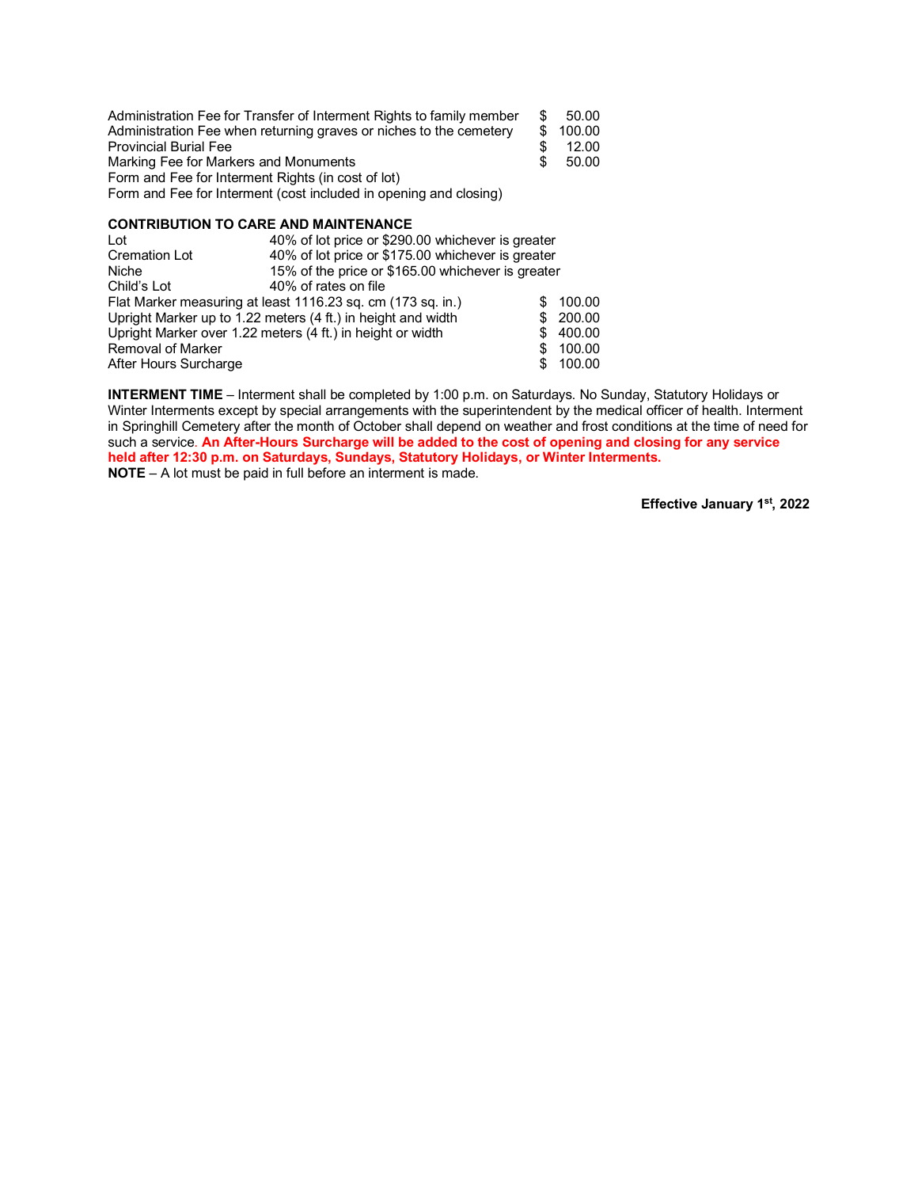| | |
|---|---|
| Administration Fee for Transfer of Interment Rights to family member | $ 50.00 |
| Administration Fee when returning graves or niches to the cemetery | $ 100.00 |
| Provincial Burial Fee | $ 12.00 |
| Marking Fee for Markers and Monuments | $ 50.00 |
| Form and Fee for Interment Rights (in cost of lot) | |
| Form and Fee for Interment (cost included in opening and closing) | |

**CONTRIBUTION TO CARE AND MAINTENANCE**

| | | |
|---|---|---|
| Lot | 40% of lot price or $290.00 whichever is greater | |
| Cremation Lot | 40% of lot price or $175.00 whichever is greater | |
| Niche | 15% of the price or $165.00 whichever is greater | |
| Child's Lot | 40% of rates on file | |
| Flat Marker measuring at least 1116.23 sq. cm (173 sq. in.) | | $ 100.00 |
| Upright Marker up to 1.22 meters (4 ft.) in height and width | | $ 200.00 |
| Upright Marker over 1.22 meters (4 ft.) in height or width | | $ 400.00 |
| Removal of Marker | | $ 100.00 |
| After Hours Surcharge | | $ 100.00 |

**INTERMENT TIME** – Interment shall be completed by 1:00 p.m. on Saturdays. No Sunday, Statutory Holidays or Winter Interments except by special arrangements with the superintendent by the medical officer of health. Interment in Springhill Cemetery after the month of October shall depend on weather and frost conditions at the time of need for such a service. **An After-Hours Surcharge will be added to the cost of opening and closing for any service held after 12:30 p.m. on Saturdays, Sundays, Statutory Holidays, or Winter Interments.**

**NOTE** – A lot must be paid in full before an interment is made.

**Effective January 1st, 2022**